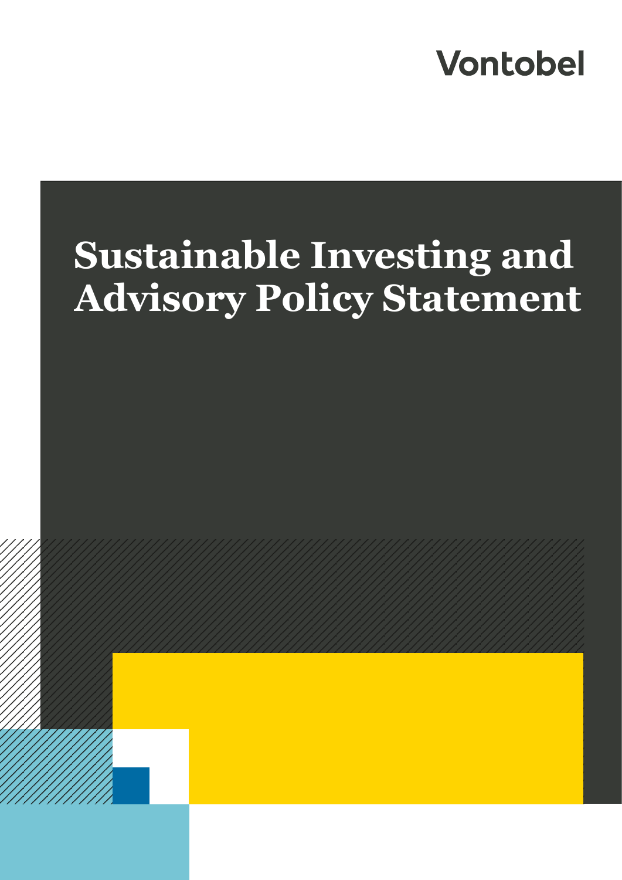Vontobel

# Sustainable Investing and Advisory Policy Statement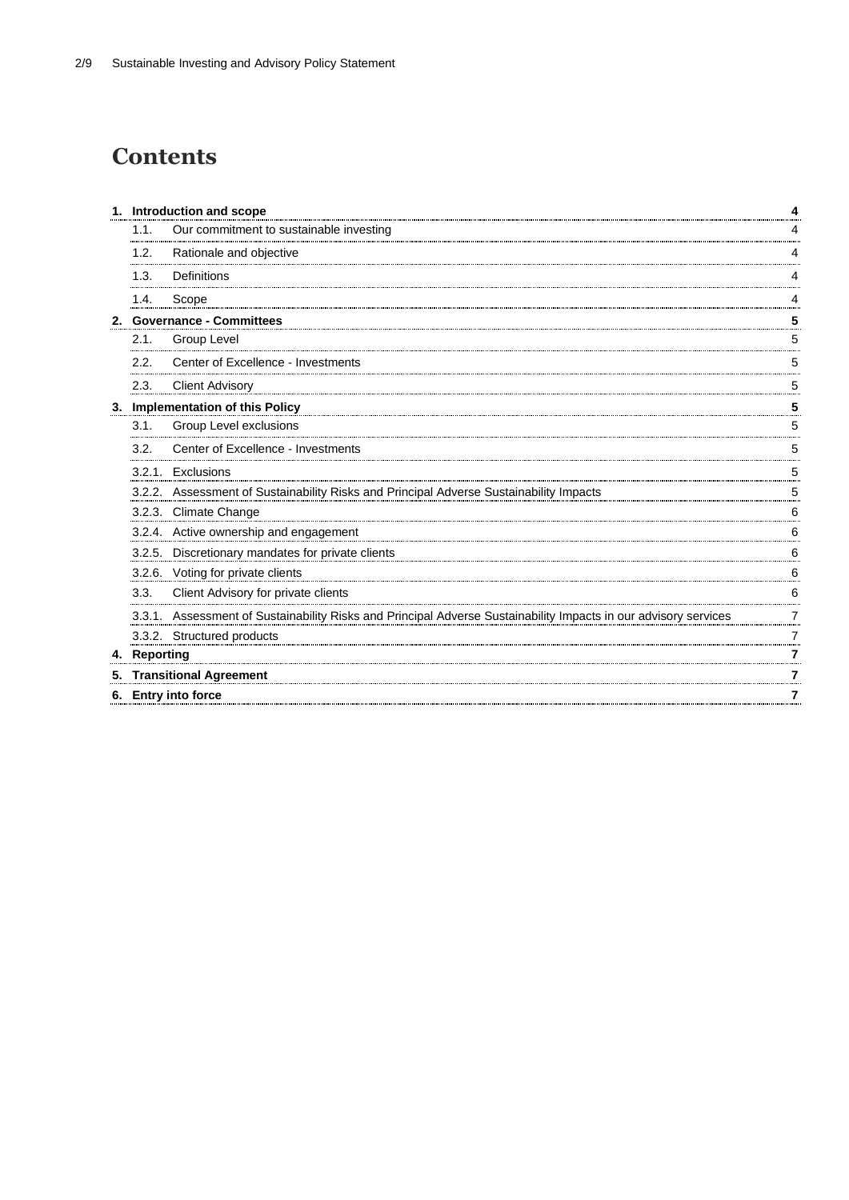# Contents

| | | |
|---|---|---|
| **1.** | **Introduction and scope** | **4** |
| 1.1. | Our commitment to sustainable investing | 4 |
| 1.2. | Rationale and objective | 4 |
| 1.3. | Definitions | 4 |
| 1.4. | Scope | 4 |
| **2.** | **Governance - Committees** | **5** |
| 2.1. | Group Level | 5 |
| 2.2. | Center of Excellence - Investments | 5 |
| 2.3. | Client Advisory | 5 |
| **3.** | **Implementation of this Policy** | **5** |
| 3.1. | Group Level exclusions | 5 |
| 3.2. | Center of Excellence - Investments | 5 |
| 3.2.1. | Exclusions | 5 |
| 3.2.2. | Assessment of Sustainability Risks and Principal Adverse Sustainability Impacts | 5 |
| 3.2.3. | Climate Change | 6 |
| 3.2.4. | Active ownership and engagement | 6 |
| 3.2.5. | Discretionary mandates for private clients | 6 |
| 3.2.6. | Voting for private clients | 6 |
| 3.3. | Client Advisory for private clients | 6 |
| 3.3.1. | Assessment of Sustainability Risks and Principal Adverse Sustainability Impacts in our advisory services | 7 |
| 3.3.2. | Structured products | 7 |
| **4.** | **Reporting** | **7** |
| **5.** | **Transitional Agreement** | **7** |
| **6.** | **Entry into force** | **7** |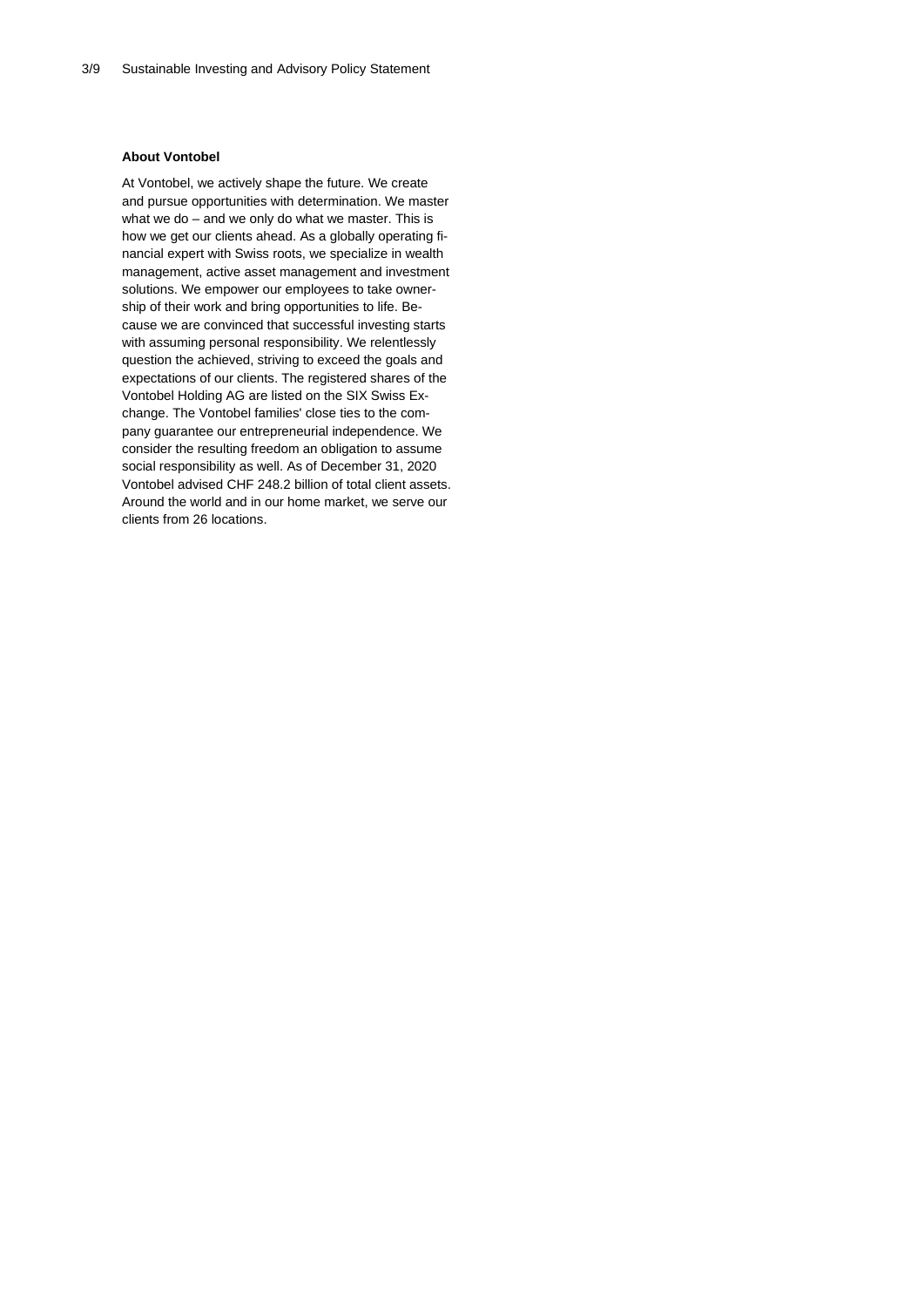**About Vontobel**

At Vontobel, we actively shape the future. We create and pursue opportunities with determination. We master what we do – and we only do what we master. This is how we get our clients ahead. As a globally operating financial expert with Swiss roots, we specialize in wealth management, active asset management and investment solutions. We empower our employees to take ownership of their work and bring opportunities to life. Because we are convinced that successful investing starts with assuming personal responsibility. We relentlessly question the achieved, striving to exceed the goals and expectations of our clients. The registered shares of the Vontobel Holding AG are listed on the SIX Swiss Exchange. The Vontobel families' close ties to the company guarantee our entrepreneurial independence. We consider the resulting freedom an obligation to assume social responsibility as well. As of December 31, 2020 Vontobel advised CHF 248.2 billion of total client assets. Around the world and in our home market, we serve our clients from 26 locations.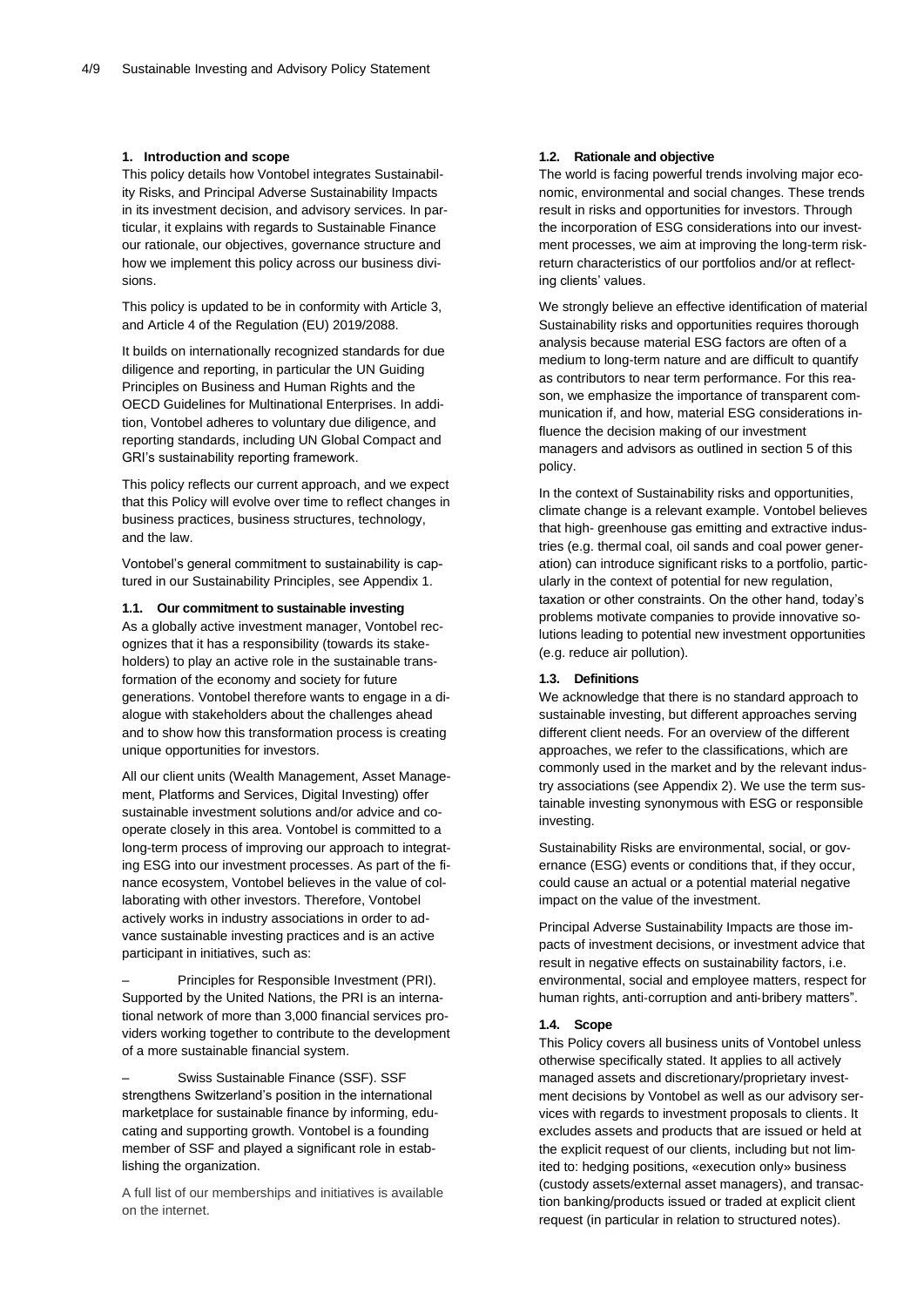## 1. Introduction and scope

This policy details how Vontobel integrates Sustainability Risks, and Principal Adverse Sustainability Impacts in its investment decision, and advisory services. In particular, it explains with regards to Sustainable Finance our rationale, our objectives, governance structure and how we implement this policy across our business divisions.

This policy is updated to be in conformity with Article 3, and Article 4 of the Regulation (EU) 2019/2088.

It builds on internationally recognized standards for due diligence and reporting, in particular the UN Guiding Principles on Business and Human Rights and the OECD Guidelines for Multinational Enterprises. In addition, Vontobel adheres to voluntary due diligence, and reporting standards, including UN Global Compact and GRI's sustainability reporting framework.

This policy reflects our current approach, and we expect that this Policy will evolve over time to reflect changes in business practices, business structures, technology, and the law.

Vontobel's general commitment to sustainability is captured in our Sustainability Principles, see Appendix 1.

### 1.1. Our commitment to sustainable investing

As a globally active investment manager, Vontobel recognizes that it has a responsibility (towards its stakeholders) to play an active role in the sustainable transformation of the economy and society for future generations. Vontobel therefore wants to engage in a dialogue with stakeholders about the challenges ahead and to show how this transformation process is creating unique opportunities for investors.

All our client units (Wealth Management, Asset Management, Platforms and Services, Digital Investing) offer sustainable investment solutions and/or advice and cooperate closely in this area. Vontobel is committed to a long-term process of improving our approach to integrating ESG into our investment processes. As part of the finance ecosystem, Vontobel believes in the value of collaborating with other investors. Therefore, Vontobel actively works in industry associations in order to advance sustainable investing practices and is an active participant in initiatives, such as:

– Principles for Responsible Investment (PRI). Supported by the United Nations, the PRI is an international network of more than 3,000 financial services providers working together to contribute to the development of a more sustainable financial system.

– Swiss Sustainable Finance (SSF). SSF strengthens Switzerland's position in the international marketplace for sustainable finance by informing, educating and supporting growth. Vontobel is a founding member of SSF and played a significant role in establishing the organization.

A full list of our memberships and initiatives is available on the internet.

### 1.2. Rationale and objective

The world is facing powerful trends involving major economic, environmental and social changes. These trends result in risks and opportunities for investors. Through the incorporation of ESG considerations into our investment processes, we aim at improving the long-term risk-return characteristics of our portfolios and/or at reflecting clients' values.

We strongly believe an effective identification of material Sustainability risks and opportunities requires thorough analysis because material ESG factors are often of a medium to long-term nature and are difficult to quantify as contributors to near term performance. For this reason, we emphasize the importance of transparent communication if, and how, material ESG considerations influence the decision making of our investment managers and advisors as outlined in section 5 of this policy.

In the context of Sustainability risks and opportunities, climate change is a relevant example. Vontobel believes that high- greenhouse gas emitting and extractive industries (e.g. thermal coal, oil sands and coal power generation) can introduce significant risks to a portfolio, particularly in the context of potential for new regulation, taxation or other constraints. On the other hand, today's problems motivate companies to provide innovative solutions leading to potential new investment opportunities (e.g. reduce air pollution).

### 1.3. Definitions

We acknowledge that there is no standard approach to sustainable investing, but different approaches serving different client needs. For an overview of the different approaches, we refer to the classifications, which are commonly used in the market and by the relevant industry associations (see Appendix 2). We use the term sustainable investing synonymous with ESG or responsible investing.

Sustainability Risks are environmental, social, or governance (ESG) events or conditions that, if they occur, could cause an actual or a potential material negative impact on the value of the investment.

Principal Adverse Sustainability Impacts are those impacts of investment decisions, or investment advice that result in negative effects on sustainability factors, i.e. environmental, social and employee matters, respect for human rights, anti-corruption and anti-bribery matters".

### 1.4. Scope

This Policy covers all business units of Vontobel unless otherwise specifically stated. It applies to all actively managed assets and discretionary/proprietary investment decisions by Vontobel as well as our advisory services with regards to investment proposals to clients. It excludes assets and products that are issued or held at the explicit request of our clients, including but not limited to: hedging positions, «execution only» business (custody assets/external asset managers), and transaction banking/products issued or traded at explicit client request (in particular in relation to structured notes).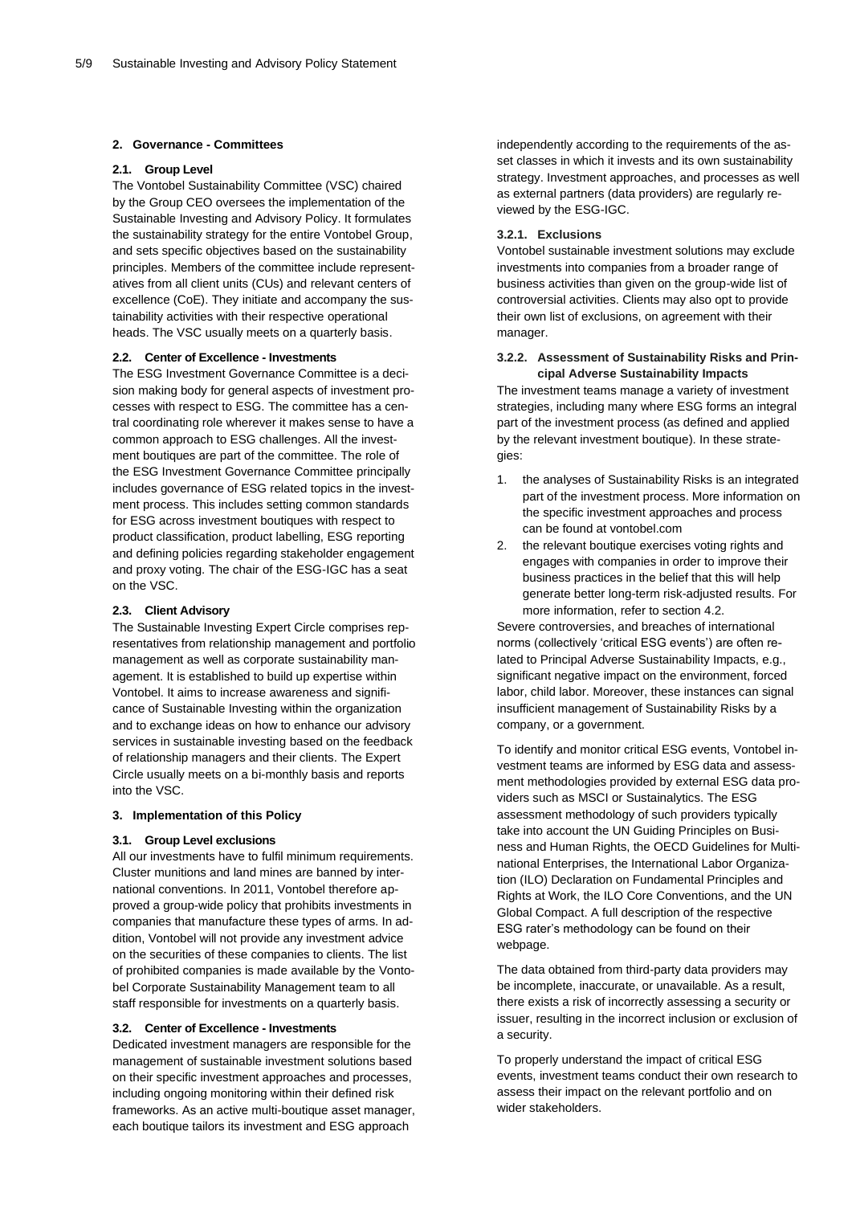## 2. Governance - Committees

### 2.1. Group Level

The Vontobel Sustainability Committee (VSC) chaired by the Group CEO oversees the implementation of the Sustainable Investing and Advisory Policy. It formulates the sustainability strategy for the entire Vontobel Group, and sets specific objectives based on the sustainability principles. Members of the committee include representatives from all client units (CUs) and relevant centers of excellence (CoE). They initiate and accompany the sustainability activities with their respective operational heads. The VSC usually meets on a quarterly basis.

### 2.2. Center of Excellence - Investments

The ESG Investment Governance Committee is a decision making body for general aspects of investment processes with respect to ESG. The committee has a central coordinating role wherever it makes sense to have a common approach to ESG challenges. All the investment boutiques are part of the committee. The role of the ESG Investment Governance Committee principally includes governance of ESG related topics in the investment process. This includes setting common standards for ESG across investment boutiques with respect to product classification, product labelling, ESG reporting and defining policies regarding stakeholder engagement and proxy voting. The chair of the ESG-IGC has a seat on the VSC.

### 2.3. Client Advisory

The Sustainable Investing Expert Circle comprises representatives from relationship management and portfolio management as well as corporate sustainability management. It is established to build up expertise within Vontobel. It aims to increase awareness and significance of Sustainable Investing within the organization and to exchange ideas on how to enhance our advisory services in sustainable investing based on the feedback of relationship managers and their clients. The Expert Circle usually meets on a bi-monthly basis and reports into the VSC.

## 3. Implementation of this Policy

### 3.1. Group Level exclusions

All our investments have to fulfil minimum requirements. Cluster munitions and land mines are banned by international conventions. In 2011, Vontobel therefore approved a group-wide policy that prohibits investments in companies that manufacture these types of arms. In addition, Vontobel will not provide any investment advice on the securities of these companies to clients. The list of prohibited companies is made available by the Vontobel Corporate Sustainability Management team to all staff responsible for investments on a quarterly basis.

### 3.2. Center of Excellence - Investments

Dedicated investment managers are responsible for the management of sustainable investment solutions based on their specific investment approaches and processes, including ongoing monitoring within their defined risk frameworks. As an active multi-boutique asset manager, each boutique tailors its investment and ESG approach independently according to the requirements of the asset classes in which it invests and its own sustainability strategy. Investment approaches, and processes as well as external partners (data providers) are regularly reviewed by the ESG-IGC.

#### 3.2.1. Exclusions

Vontobel sustainable investment solutions may exclude investments into companies from a broader range of business activities than given on the group-wide list of controversial activities. Clients may also opt to provide their own list of exclusions, on agreement with their manager.

#### 3.2.2. Assessment of Sustainability Risks and Principal Adverse Sustainability Impacts

The investment teams manage a variety of investment strategies, including many where ESG forms an integral part of the investment process (as defined and applied by the relevant investment boutique). In these strategies:

1. the analyses of Sustainability Risks is an integrated part of the investment process. More information on the specific investment approaches and process can be found at vontobel.com
2. the relevant boutique exercises voting rights and engages with companies in order to improve their business practices in the belief that this will help generate better long-term risk-adjusted results. For more information, refer to section 4.2.

Severe controversies, and breaches of international norms (collectively 'critical ESG events') are often related to Principal Adverse Sustainability Impacts, e.g., significant negative impact on the environment, forced labor, child labor. Moreover, these instances can signal insufficient management of Sustainability Risks by a company, or a government.

To identify and monitor critical ESG events, Vontobel investment teams are informed by ESG data and assessment methodologies provided by external ESG data providers such as MSCI or Sustainalytics. The ESG assessment methodology of such providers typically take into account the UN Guiding Principles on Business and Human Rights, the OECD Guidelines for Multinational Enterprises, the International Labor Organization (ILO) Declaration on Fundamental Principles and Rights at Work, the ILO Core Conventions, and the UN Global Compact. A full description of the respective ESG rater's methodology can be found on their webpage.

The data obtained from third-party data providers may be incomplete, inaccurate, or unavailable. As a result, there exists a risk of incorrectly assessing a security or issuer, resulting in the incorrect inclusion or exclusion of a security.

To properly understand the impact of critical ESG events, investment teams conduct their own research to assess their impact on the relevant portfolio and on wider stakeholders.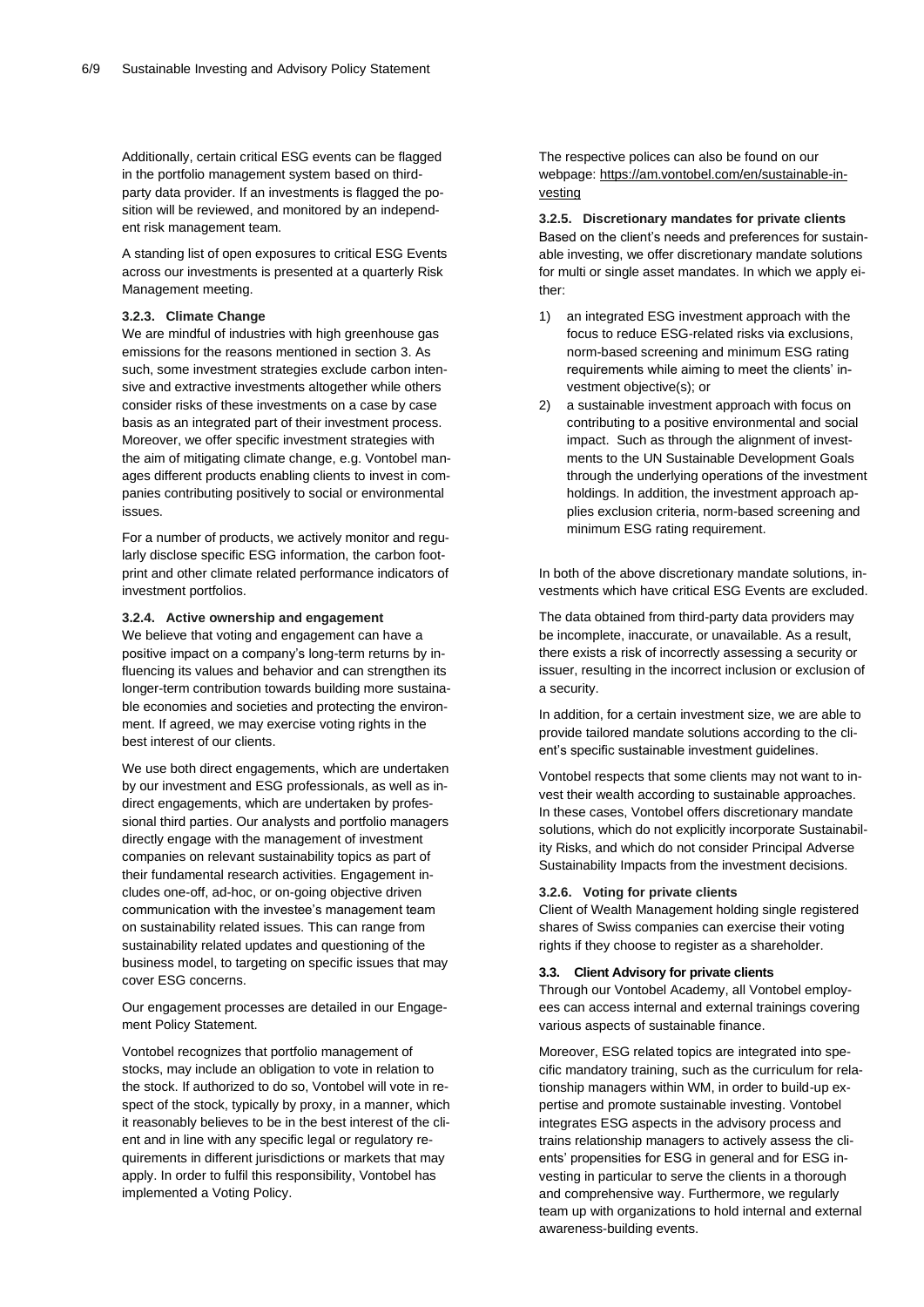Additionally, certain critical ESG events can be flagged in the portfolio management system based on third-party data provider. If an investments is flagged the position will be reviewed, and monitored by an independent risk management team.

A standing list of open exposures to critical ESG Events across our investments is presented at a quarterly Risk Management meeting.

#### 3.2.3. Climate Change

We are mindful of industries with high greenhouse gas emissions for the reasons mentioned in section 3. As such, some investment strategies exclude carbon intensive and extractive investments altogether while others consider risks of these investments on a case by case basis as an integrated part of their investment process. Moreover, we offer specific investment strategies with the aim of mitigating climate change, e.g. Vontobel manages different products enabling clients to invest in companies contributing positively to social or environmental issues.

For a number of products, we actively monitor and regularly disclose specific ESG information, the carbon footprint and other climate related performance indicators of investment portfolios.

#### 3.2.4. Active ownership and engagement

We believe that voting and engagement can have a positive impact on a company's long-term returns by influencing its values and behavior and can strengthen its longer-term contribution towards building more sustainable economies and societies and protecting the environment. If agreed, we may exercise voting rights in the best interest of our clients.

We use both direct engagements, which are undertaken by our investment and ESG professionals, as well as indirect engagements, which are undertaken by professional third parties. Our analysts and portfolio managers directly engage with the management of investment companies on relevant sustainability topics as part of their fundamental research activities. Engagement includes one-off, ad-hoc, or on-going objective driven communication with the investee's management team on sustainability related issues. This can range from sustainability related updates and questioning of the business model, to targeting on specific issues that may cover ESG concerns.

Our engagement processes are detailed in our Engagement Policy Statement.

Vontobel recognizes that portfolio management of stocks, may include an obligation to vote in relation to the stock. If authorized to do so, Vontobel will vote in respect of the stock, typically by proxy, in a manner, which it reasonably believes to be in the best interest of the client and in line with any specific legal or regulatory requirements in different jurisdictions or markets that may apply. In order to fulfil this responsibility, Vontobel has implemented a Voting Policy.

The respective polices can also be found on our webpage: https://am.vontobel.com/en/sustainable-investing

#### 3.2.5. Discretionary mandates for private clients

Based on the client's needs and preferences for sustainable investing, we offer discretionary mandate solutions for multi or single asset mandates. In which we apply either:

1) an integrated ESG investment approach with the focus to reduce ESG-related risks via exclusions, norm-based screening and minimum ESG rating requirements while aiming to meet the clients' investment objective(s); or
2) a sustainable investment approach with focus on contributing to a positive environmental and social impact. Such as through the alignment of investments to the UN Sustainable Development Goals through the underlying operations of the investment holdings. In addition, the investment approach applies exclusion criteria, norm-based screening and minimum ESG rating requirement.

In both of the above discretionary mandate solutions, investments which have critical ESG Events are excluded.

The data obtained from third-party data providers may be incomplete, inaccurate, or unavailable. As a result, there exists a risk of incorrectly assessing a security or issuer, resulting in the incorrect inclusion or exclusion of a security.

In addition, for a certain investment size, we are able to provide tailored mandate solutions according to the client's specific sustainable investment guidelines.

Vontobel respects that some clients may not want to invest their wealth according to sustainable approaches. In these cases, Vontobel offers discretionary mandate solutions, which do not explicitly incorporate Sustainability Risks, and which do not consider Principal Adverse Sustainability Impacts from the investment decisions.

#### 3.2.6. Voting for private clients

Client of Wealth Management holding single registered shares of Swiss companies can exercise their voting rights if they choose to register as a shareholder.

### 3.3. Client Advisory for private clients

Through our Vontobel Academy, all Vontobel employees can access internal and external trainings covering various aspects of sustainable finance.

Moreover, ESG related topics are integrated into specific mandatory training, such as the curriculum for relationship managers within WM, in order to build-up expertise and promote sustainable investing. Vontobel integrates ESG aspects in the advisory process and trains relationship managers to actively assess the clients' propensities for ESG in general and for ESG investing in particular to serve the clients in a thorough and comprehensive way. Furthermore, we regularly team up with organizations to hold internal and external awareness-building events.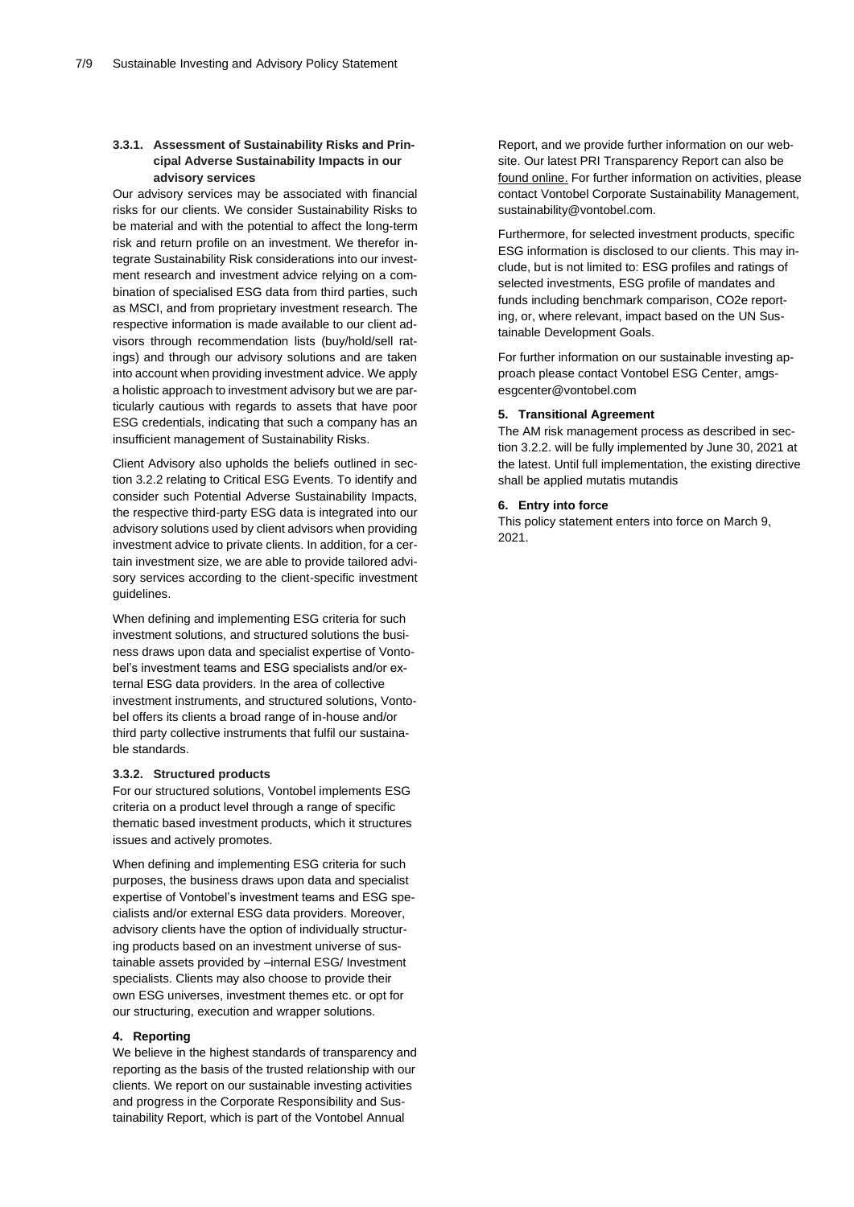#### 3.3.1. Assessment of Sustainability Risks and Principal Adverse Sustainability Impacts in our advisory services

Our advisory services may be associated with financial risks for our clients. We consider Sustainability Risks to be material and with the potential to affect the long-term risk and return profile on an investment. We therefor integrate Sustainability Risk considerations into our investment research and investment advice relying on a combination of specialised ESG data from third parties, such as MSCI, and from proprietary investment research. The respective information is made available to our client advisors through recommendation lists (buy/hold/sell ratings) and through our advisory solutions and are taken into account when providing investment advice. We apply a holistic approach to investment advisory but we are particularly cautious with regards to assets that have poor ESG credentials, indicating that such a company has an insufficient management of Sustainability Risks.

Client Advisory also upholds the beliefs outlined in section 3.2.2 relating to Critical ESG Events. To identify and consider such Potential Adverse Sustainability Impacts, the respective third-party ESG data is integrated into our advisory solutions used by client advisors when providing investment advice to private clients. In addition, for a certain investment size, we are able to provide tailored advisory services according to the client-specific investment guidelines.

When defining and implementing ESG criteria for such investment solutions, and structured solutions the business draws upon data and specialist expertise of Vontobel's investment teams and ESG specialists and/or external ESG data providers. In the area of collective investment instruments, and structured solutions, Vontobel offers its clients a broad range of in-house and/or third party collective instruments that fulfil our sustainable standards.

#### 3.3.2. Structured products

For our structured solutions, Vontobel implements ESG criteria on a product level through a range of specific thematic based investment products, which it structures issues and actively promotes.

When defining and implementing ESG criteria for such purposes, the business draws upon data and specialist expertise of Vontobel's investment teams and ESG specialists and/or external ESG data providers. Moreover, advisory clients have the option of individually structuring products based on an investment universe of sustainable assets provided by –internal ESG/ Investment specialists. Clients may also choose to provide their own ESG universes, investment themes etc. or opt for our structuring, execution and wrapper solutions.

## 4. Reporting

We believe in the highest standards of transparency and reporting as the basis of the trusted relationship with our clients. We report on our sustainable investing activities and progress in the Corporate Responsibility and Sustainability Report, which is part of the Vontobel Annual Report, and we provide further information on our website. Our latest PRI Transparency Report can also be found online. For further information on activities, please contact Vontobel Corporate Sustainability Management, sustainability@vontobel.com.

Furthermore, for selected investment products, specific ESG information is disclosed to our clients. This may include, but is not limited to: ESG profiles and ratings of selected investments, ESG profile of mandates and funds including benchmark comparison, CO2e reporting, or, where relevant, impact based on the UN Sustainable Development Goals.

For further information on our sustainable investing approach please contact Vontobel ESG Center, amgs-esgcenter@vontobel.com

## 5. Transitional Agreement

The AM risk management process as described in section 3.2.2. will be fully implemented by June 30, 2021 at the latest. Until full implementation, the existing directive shall be applied mutatis mutandis

## 6. Entry into force

This policy statement enters into force on March 9, 2021.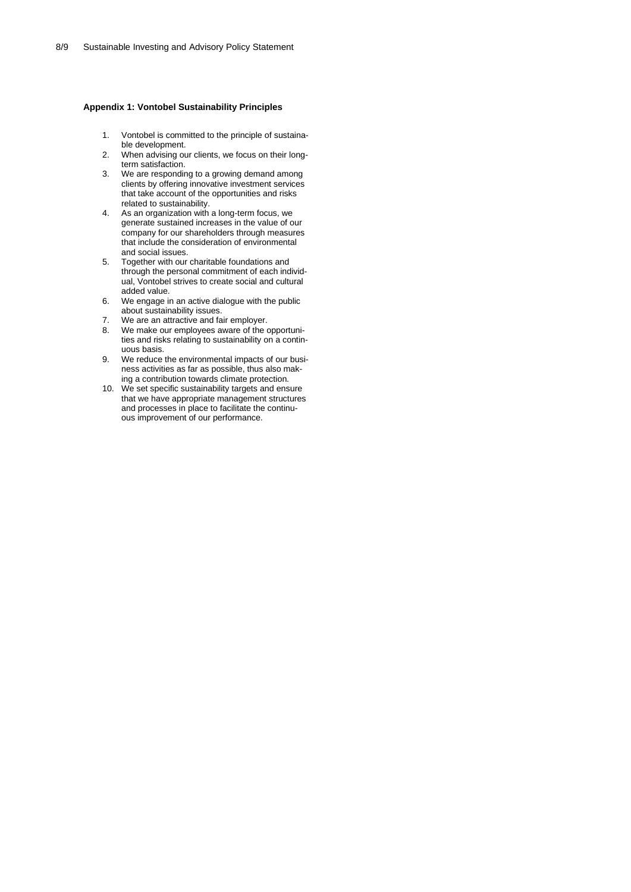**Appendix 1: Vontobel Sustainability Principles**

1. Vontobel is committed to the principle of sustainable development.
2. When advising our clients, we focus on their long-term satisfaction.
3. We are responding to a growing demand among clients by offering innovative investment services that take account of the opportunities and risks related to sustainability.
4. As an organization with a long-term focus, we generate sustained increases in the value of our company for our shareholders through measures that include the consideration of environmental and social issues.
5. Together with our charitable foundations and through the personal commitment of each individual, Vontobel strives to create social and cultural added value.
6. We engage in an active dialogue with the public about sustainability issues.
7. We are an attractive and fair employer.
8. We make our employees aware of the opportunities and risks relating to sustainability on a continuous basis.
9. We reduce the environmental impacts of our business activities as far as possible, thus also making a contribution towards climate protection.
10. We set specific sustainability targets and ensure that we have appropriate management structures and processes in place to facilitate the continuous improvement of our performance.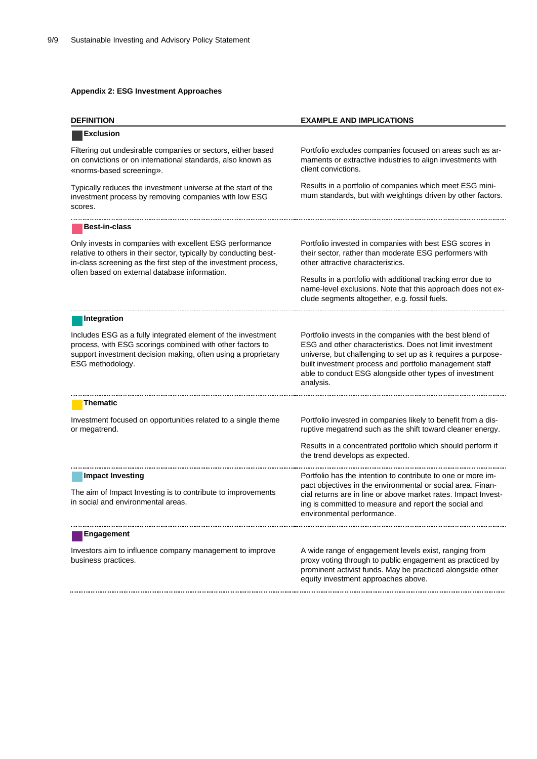## Appendix 2: ESG Investment Approaches

| DEFINITION | EXAMPLE AND IMPLICATIONS |
|---|---|
| **Exclusion** | |
| Filtering out undesirable companies or sectors, either based on convictions or on international standards, also known as «norms-based screening». | Portfolio excludes companies focused on areas such as armaments or extractive industries to align investments with client convictions. |
| Typically reduces the investment universe at the start of the investment process by removing companies with low ESG scores. | Results in a portfolio of companies which meet ESG minimum standards, but with weightings driven by other factors. |
| **Best-in-class** | |
| Only invests in companies with excellent ESG performance relative to others in their sector, typically by conducting best-in-class screening as the first step of the investment process, often based on external database information. | Portfolio invested in companies with best ESG scores in their sector, rather than moderate ESG performers with other attractive characteristics. Results in a portfolio with additional tracking error due to name-level exclusions. Note that this approach does not exclude segments altogether, e.g. fossil fuels. |
| **Integration** | |
| Includes ESG as a fully integrated element of the investment process, with ESG scorings combined with other factors to support investment decision making, often using a proprietary ESG methodology. | Portfolio invests in the companies with the best blend of ESG and other characteristics. Does not limit investment universe, but challenging to set up as it requires a purpose-built investment process and portfolio management staff able to conduct ESG alongside other types of investment analysis. |
| **Thematic** | |
| Investment focused on opportunities related to a single theme or megatrend. | Portfolio invested in companies likely to benefit from a disruptive megatrend such as the shift toward cleaner energy. Results in a concentrated portfolio which should perform if the trend develops as expected. |
| **Impact Investing** | |
| The aim of Impact Investing is to contribute to improvements in social and environmental areas. | Portfolio has the intention to contribute to one or more impact objectives in the environmental or social area. Financial returns are in line or above market rates. Impact Investing is committed to measure and report the social and environmental performance. |
| **Engagement** | |
| Investors aim to influence company management to improve business practices. | A wide range of engagement levels exist, ranging from proxy voting through to public engagement as practiced by prominent activist funds. May be practiced alongside other equity investment approaches above. |